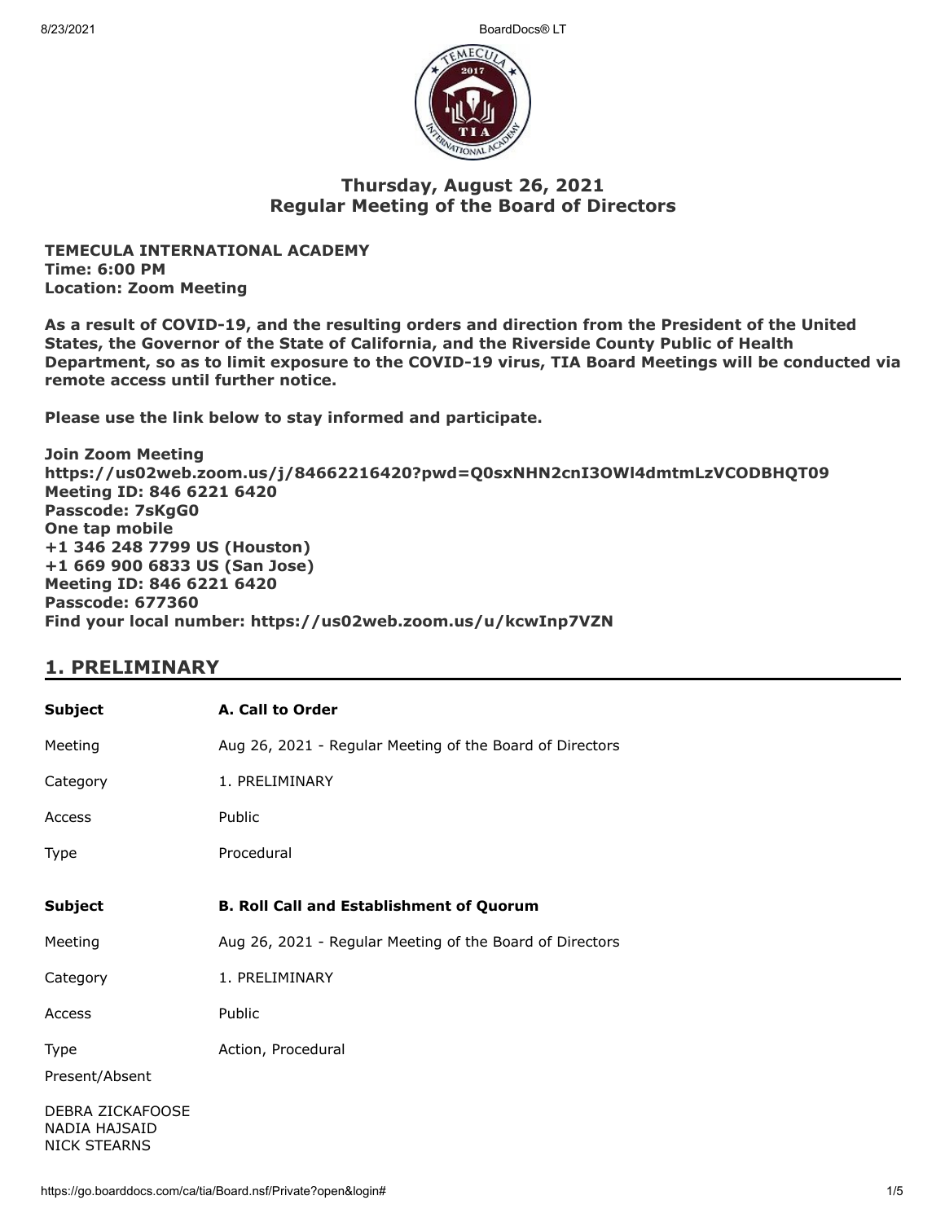# Thursday, August 26, 2021
## Regular Meeting of the Board of Directors

**TEMECULA INTERNATIONAL ACADEMY**
**Time: 6:00 PM**
**Location: Zoom Meeting**

**As a result of COVID-19, and the resulting orders and direction from the President of the United States, the Governor of the State of California, and the Riverside County Public of Health Department, so as to limit exposure to the COVID-19 virus, TIA Board Meetings will be conducted via remote access until further notice.**

**Please use the link below to stay informed and participate.**

**Join Zoom Meeting**
**https://us02web.zoom.us/j/84662216420?pwd=Q0sxNHN2cnI3OWl4dmtmLzVCODBHQT09**
**Meeting ID: 846 6221 6420**
**Passcode: 7sKgG0**
**One tap mobile**
**+1 346 248 7799 US (Houston)**
**+1 669 900 6833 US (San Jose)**
**Meeting ID: 846 6221 6420**
**Passcode: 677360**
**Find your local number: https://us02web.zoom.us/u/kcwInp7VZN**

## 1. PRELIMINARY

| | |
|---|---|
| **Subject** | **A. Call to Order** |
| Meeting | Aug 26, 2021 - Regular Meeting of the Board of Directors |
| Category | 1. PRELIMINARY |
| Access | Public |
| Type | Procedural |

| | |
|---|---|
| **Subject** | **B. Roll Call and Establishment of Quorum** |
| Meeting | Aug 26, 2021 - Regular Meeting of the Board of Directors |
| Category | 1. PRELIMINARY |
| Access | Public |
| Type | Action, Procedural |

Present/Absent

DEBRA ZICKAFOOSE
NADIA HAJSAID
NICK STEARNS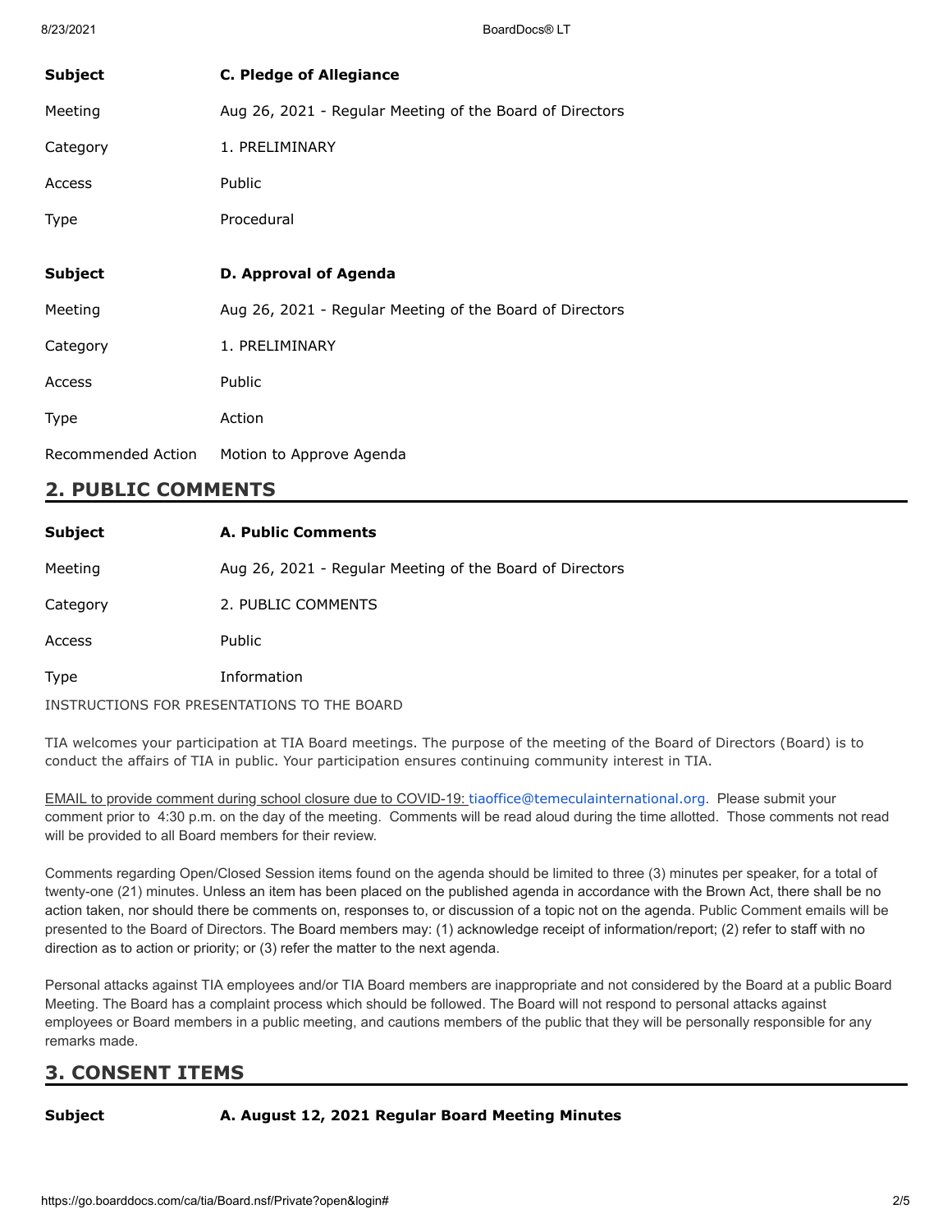| | |
|---|---|
| **Subject** | **C. Pledge of Allegiance** |
| Meeting | Aug 26, 2021 - Regular Meeting of the Board of Directors |
| Category | 1. PRELIMINARY |
| Access | Public |
| Type | Procedural |

| | |
|---|---|
| **Subject** | **D. Approval of Agenda** |
| Meeting | Aug 26, 2021 - Regular Meeting of the Board of Directors |
| Category | 1. PRELIMINARY |
| Access | Public |
| Type | Action |
| Recommended Action | Motion to Approve Agenda |

## 2. PUBLIC COMMENTS

| | |
|---|---|
| **Subject** | **A. Public Comments** |
| Meeting | Aug 26, 2021 - Regular Meeting of the Board of Directors |
| Category | 2. PUBLIC COMMENTS |
| Access | Public |
| Type | Information |

INSTRUCTIONS FOR PRESENTATIONS TO THE BOARD

TIA welcomes your participation at TIA Board meetings. The purpose of the meeting of the Board of Directors (Board) is to conduct the affairs of TIA in public. Your participation ensures continuing community interest in TIA.

EMAIL to provide comment during school closure due to COVID-19: tiaoffice@temeculainternational.org. Please submit your comment prior to 4:30 p.m. on the day of the meeting. Comments will be read aloud during the time allotted. Those comments not read will be provided to all Board members for their review.

Comments regarding Open/Closed Session items found on the agenda should be limited to three (3) minutes per speaker, for a total of twenty-one (21) minutes. Unless an item has been placed on the published agenda in accordance with the Brown Act, there shall be no action taken, nor should there be comments on, responses to, or discussion of a topic not on the agenda. Public Comment emails will be presented to the Board of Directors. The Board members may: (1) acknowledge receipt of information/report; (2) refer to staff with no direction as to action or priority; or (3) refer the matter to the next agenda.

Personal attacks against TIA employees and/or TIA Board members are inappropriate and not considered by the Board at a public Board Meeting. The Board has a complaint process which should be followed. The Board will not respond to personal attacks against employees or Board members in a public meeting, and cautions members of the public that they will be personally responsible for any remarks made.

## 3. CONSENT ITEMS

| | |
|---|---|
| **Subject** | **A. August 12, 2021 Regular Board Meeting Minutes** |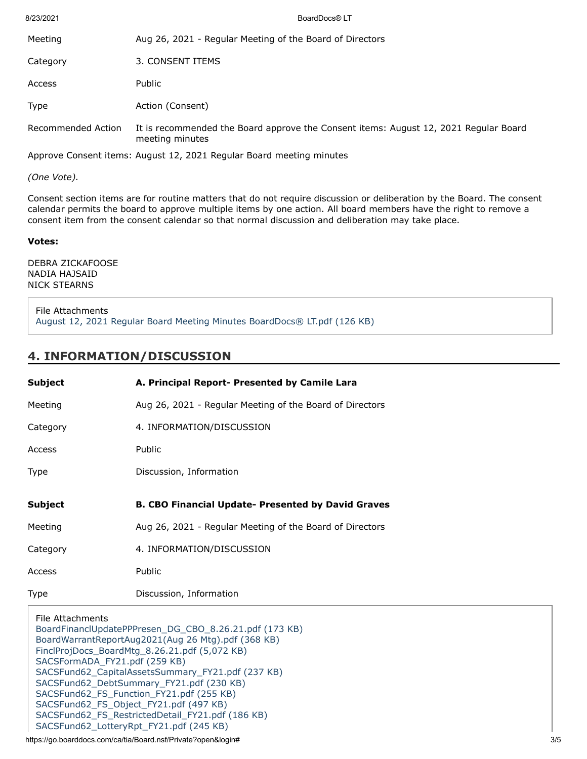| | |
|---|---|
| Meeting | Aug 26, 2021 - Regular Meeting of the Board of Directors |
| Category | 3. CONSENT ITEMS |
| Access | Public |
| Type | Action (Consent) |
| Recommended Action | It is recommended the Board approve the Consent items: August 12, 2021 Regular Board meeting minutes |

Approve Consent items: August 12, 2021 Regular Board meeting minutes

*(One Vote).*

Consent section items are for routine matters that do not require discussion or deliberation by the Board. The consent calendar permits the board to approve multiple items by one action. All board members have the right to remove a consent item from the consent calendar so that normal discussion and deliberation may take place.

**Votes:**

DEBRA ZICKAFOOSE
NADIA HAJSAID
NICK STEARNS

File Attachments
August 12, 2021 Regular Board Meeting Minutes BoardDocs® LT.pdf (126 KB)

## 4. INFORMATION/DISCUSSION

| | |
|---|---|
| **Subject** | **A. Principal Report- Presented by Camile Lara** |
| Meeting | Aug 26, 2021 - Regular Meeting of the Board of Directors |
| Category | 4. INFORMATION/DISCUSSION |
| Access | Public |
| Type | Discussion, Information |

| | |
|---|---|
| **Subject** | **B. CBO Financial Update- Presented by David Graves** |
| Meeting | Aug 26, 2021 - Regular Meeting of the Board of Directors |
| Category | 4. INFORMATION/DISCUSSION |
| Access | Public |
| Type | Discussion, Information |

File Attachments
BoardFinanclUpdatePPPresen_DG_CBO_8.26.21.pdf (173 KB)
BoardWarrantReportAug2021(Aug 26 Mtg).pdf (368 KB)
FinclProjDocs_BoardMtg_8.26.21.pdf (5,072 KB)
SACSFormADA_FY21.pdf (259 KB)
SACSFund62_CapitalAssetsSummary_FY21.pdf (237 KB)
SACSFund62_DebtSummary_FY21.pdf (230 KB)
SACSFund62_FS_Function_FY21.pdf (255 KB)
SACSFund62_FS_Object_FY21.pdf (497 KB)
SACSFund62_FS_RestrictedDetail_FY21.pdf (186 KB)
SACSFund62_LotteryRpt_FY21.pdf (245 KB)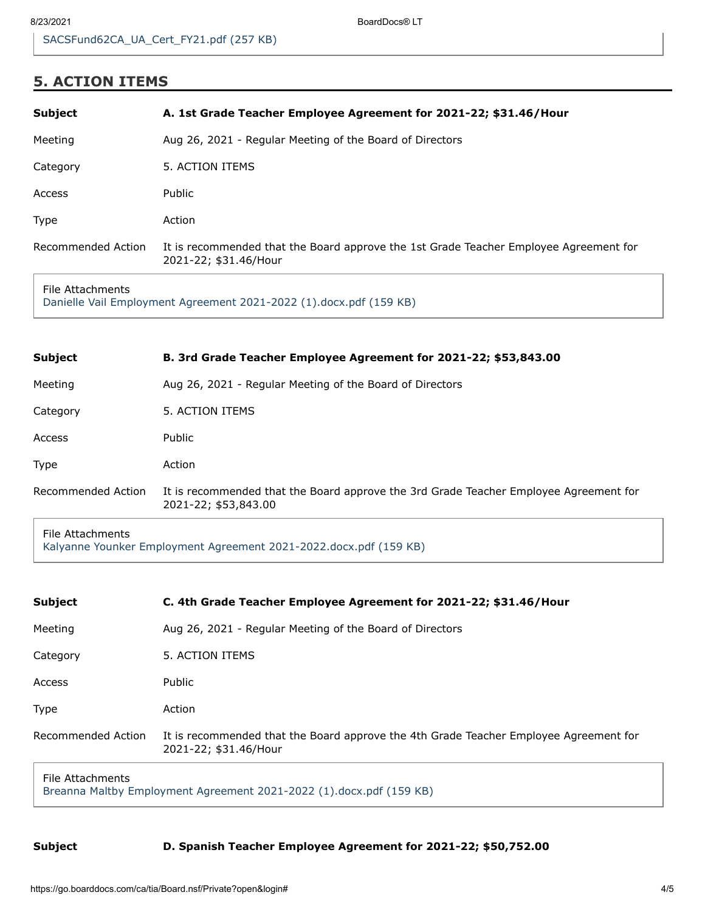SACSFund62CA_UA_Cert_FY21.pdf (257 KB)

## 5. ACTION ITEMS

| | |
|---|---|
| **Subject** | **A. 1st Grade Teacher Employee Agreement for 2021-22; $31.46/Hour** |
| Meeting | Aug 26, 2021 - Regular Meeting of the Board of Directors |
| Category | 5. ACTION ITEMS |
| Access | Public |
| Type | Action |
| Recommended Action | It is recommended that the Board approve the 1st Grade Teacher Employee Agreement for 2021-22; $31.46/Hour |

File Attachments
Danielle Vail Employment Agreement 2021-2022 (1).docx.pdf (159 KB)

| | |
|---|---|
| **Subject** | **B. 3rd Grade Teacher Employee Agreement for 2021-22; $53,843.00** |
| Meeting | Aug 26, 2021 - Regular Meeting of the Board of Directors |
| Category | 5. ACTION ITEMS |
| Access | Public |
| Type | Action |
| Recommended Action | It is recommended that the Board approve the 3rd Grade Teacher Employee Agreement for 2021-22; $53,843.00 |

File Attachments
Kalyanne Younker Employment Agreement 2021-2022.docx.pdf (159 KB)

| | |
|---|---|
| **Subject** | **C. 4th Grade Teacher Employee Agreement for 2021-22; $31.46/Hour** |
| Meeting | Aug 26, 2021 - Regular Meeting of the Board of Directors |
| Category | 5. ACTION ITEMS |
| Access | Public |
| Type | Action |
| Recommended Action | It is recommended that the Board approve the 4th Grade Teacher Employee Agreement for 2021-22; $31.46/Hour |

File Attachments
Breanna Maltby Employment Agreement 2021-2022 (1).docx.pdf (159 KB)

| | |
|---|---|
| **Subject** | **D. Spanish Teacher Employee Agreement for 2021-22; $50,752.00** |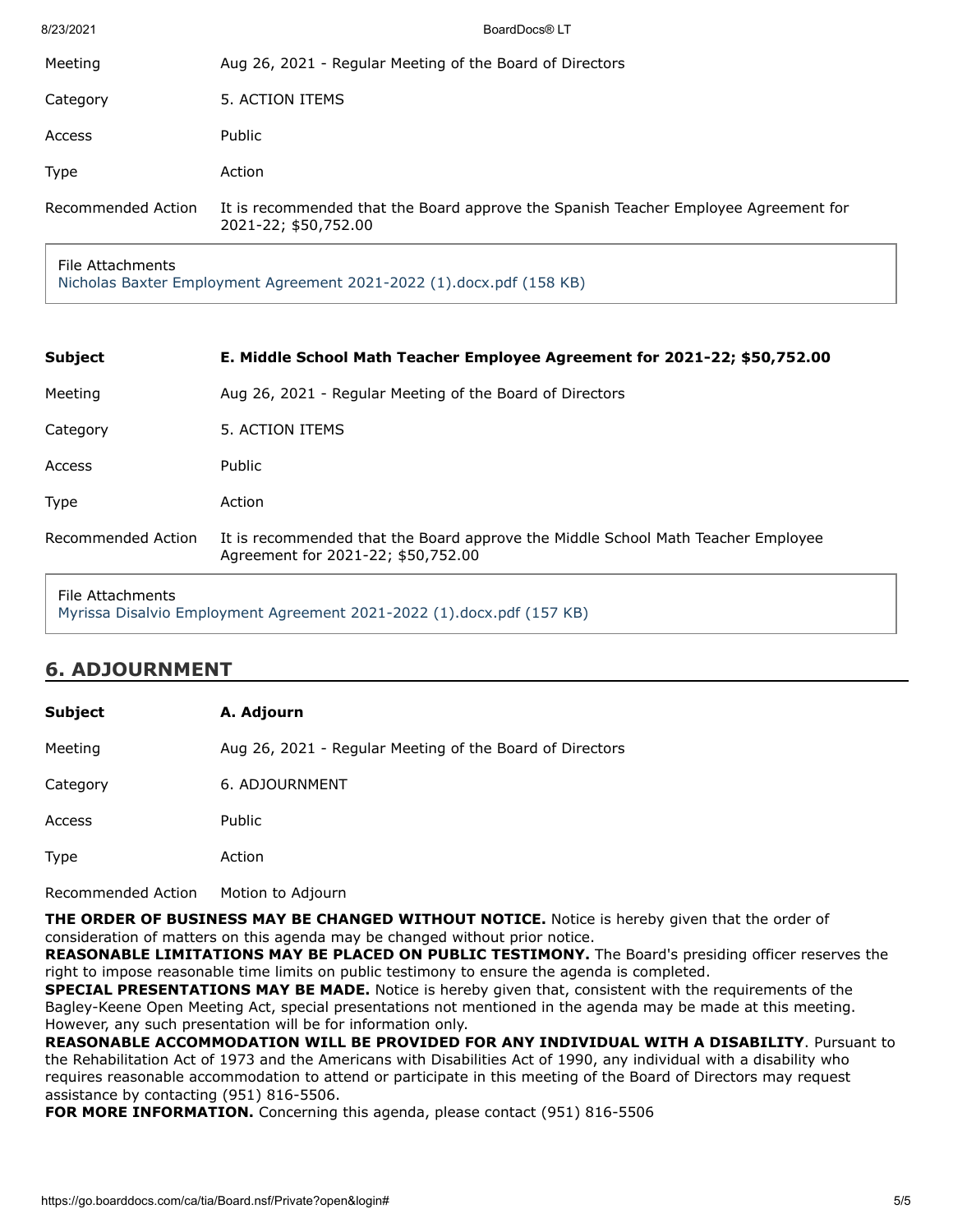| | |
|---|---|
| Meeting | Aug 26, 2021 - Regular Meeting of the Board of Directors |
| Category | 5. ACTION ITEMS |
| Access | Public |
| Type | Action |
| Recommended Action | It is recommended that the Board approve the Spanish Teacher Employee Agreement for 2021-22; $50,752.00 |

File Attachments
Nicholas Baxter Employment Agreement 2021-2022 (1).docx.pdf (158 KB)

| | |
|---|---|
| **Subject** | **E. Middle School Math Teacher Employee Agreement for 2021-22; $50,752.00** |
| Meeting | Aug 26, 2021 - Regular Meeting of the Board of Directors |
| Category | 5. ACTION ITEMS |
| Access | Public |
| Type | Action |
| Recommended Action | It is recommended that the Board approve the Middle School Math Teacher Employee Agreement for 2021-22; $50,752.00 |

File Attachments
Myrissa Disalvio Employment Agreement 2021-2022 (1).docx.pdf (157 KB)

## 6. ADJOURNMENT

| | |
|---|---|
| **Subject** | **A. Adjourn** |
| Meeting | Aug 26, 2021 - Regular Meeting of the Board of Directors |
| Category | 6. ADJOURNMENT |
| Access | Public |
| Type | Action |
| Recommended Action | Motion to Adjourn |

**THE ORDER OF BUSINESS MAY BE CHANGED WITHOUT NOTICE.** Notice is hereby given that the order of consideration of matters on this agenda may be changed without prior notice.
**REASONABLE LIMITATIONS MAY BE PLACED ON PUBLIC TESTIMONY.** The Board's presiding officer reserves the right to impose reasonable time limits on public testimony to ensure the agenda is completed.
**SPECIAL PRESENTATIONS MAY BE MADE.** Notice is hereby given that, consistent with the requirements of the Bagley-Keene Open Meeting Act, special presentations not mentioned in the agenda may be made at this meeting. However, any such presentation will be for information only.
**REASONABLE ACCOMMODATION WILL BE PROVIDED FOR ANY INDIVIDUAL WITH A DISABILITY**. Pursuant to the Rehabilitation Act of 1973 and the Americans with Disabilities Act of 1990, any individual with a disability who requires reasonable accommodation to attend or participate in this meeting of the Board of Directors may request assistance by contacting (951) 816-5506.
**FOR MORE INFORMATION.** Concerning this agenda, please contact (951) 816-5506